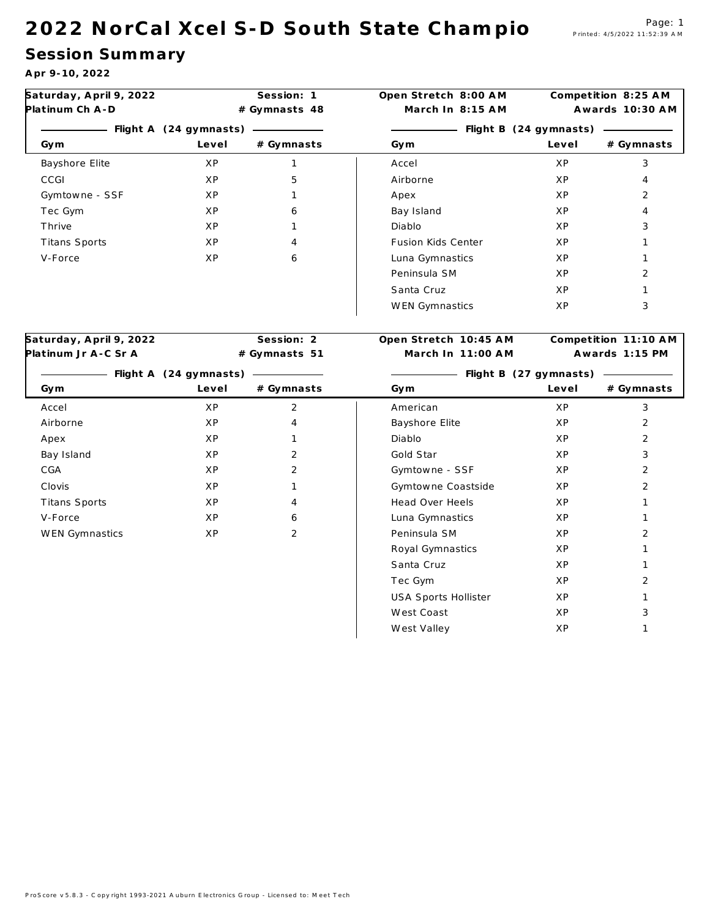# 2022 NorCal Xcel S-D South State Champio

## Session Summary

**Apr 9-10, 2022**

| Saturday, April 9, 2022 | Session: 1 | Open Stretch 8:00 AM | Competition 8:25 AM |
|---|---|---|---|
| Platinum Ch A-D | # Gymnasts 48 | March In 8:15 AM | Awards 10:30 AM |

**Flight A (24 gymnasts)**

| Gym | Level | # Gymnasts |
|---|---|---|
| Bayshore Elite | XP | 1 |
| CCGI | XP | 5 |
| Gymtowne - SSF | XP | 1 |
| Tec Gym | XP | 6 |
| Thrive | XP | 1 |
| Titans Sports | XP | 4 |
| V-Force | XP | 6 |

**Flight B (24 gymnasts)**

| Gym | Level | # Gymnasts |
|---|---|---|
| Accel | XP | 3 |
| Airborne | XP | 4 |
| Apex | XP | 2 |
| Bay Island | XP | 4 |
| Diablo | XP | 3 |
| Fusion Kids Center | XP | 1 |
| Luna Gymnastics | XP | 1 |
| Peninsula SM | XP | 2 |
| Santa Cruz | XP | 1 |
| WEN Gymnastics | XP | 3 |

| Saturday, April 9, 2022 | Session: 2 | Open Stretch 10:45 AM | Competition 11:10 AM |
|---|---|---|---|
| Platinum Jr A-C Sr A | # Gymnasts 51 | March In 11:00 AM | Awards 1:15 PM |

**Flight A (24 gymnasts)**

| Gym | Level | # Gymnasts |
|---|---|---|
| Accel | XP | 2 |
| Airborne | XP | 4 |
| Apex | XP | 1 |
| Bay Island | XP | 2 |
| CGA | XP | 2 |
| Clovis | XP | 1 |
| Titans Sports | XP | 4 |
| V-Force | XP | 6 |
| WEN Gymnastics | XP | 2 |

**Flight B (27 gymnasts)**

| Gym | Level | # Gymnasts |
|---|---|---|
| American | XP | 3 |
| Bayshore Elite | XP | 2 |
| Diablo | XP | 2 |
| Gold Star | XP | 3 |
| Gymtowne - SSF | XP | 2 |
| Gymtowne Coastside | XP | 2 |
| Head Over Heels | XP | 1 |
| Luna Gymnastics | XP | 1 |
| Peninsula SM | XP | 2 |
| Royal Gymnastics | XP | 1 |
| Santa Cruz | XP | 1 |
| Tec Gym | XP | 2 |
| USA Sports Hollister | XP | 1 |
| West Coast | XP | 3 |
| West Valley | XP | 1 |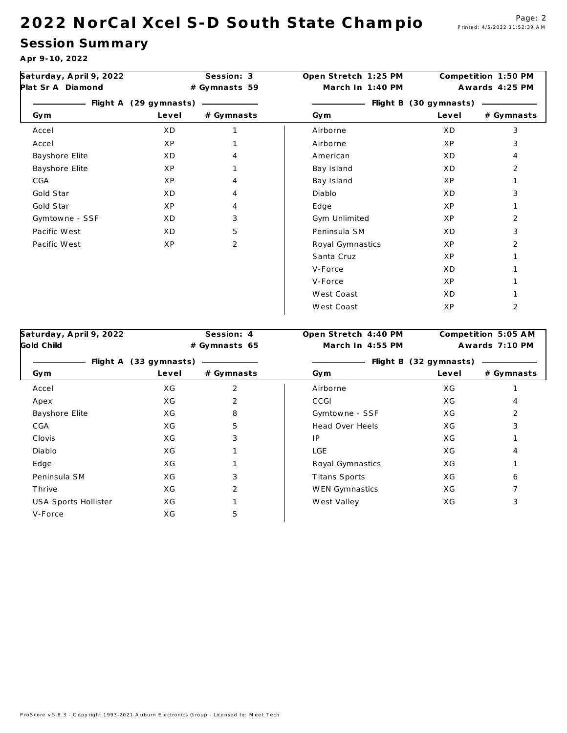# 2022 NorCal Xcel S-D South State Champio

## Session Summary

**Apr 9-10, 2022**

| Saturday, April 9, 2022 | Session: 3 | | Open Stretch 1:25 PM | Competition 1:50 PM | |
|---|---|---|---|---|---|
| Plat Sr A Diamond | # Gymnasts 59 | | March In 1:40 PM | Awards 4:25 PM | |
| Flight A (29 gymnasts) | | | Flight B (30 gymnasts) | | |
| Gym | Level | # Gymnasts | Gym | Level | # Gymnasts |
| Accel | XD | 1 | Airborne | XD | 3 |
| Accel | XP | 1 | Airborne | XP | 3 |
| Bayshore Elite | XD | 4 | American | XD | 4 |
| Bayshore Elite | XP | 1 | Bay Island | XD | 2 |
| CGA | XP | 4 | Bay Island | XP | 1 |
| Gold Star | XD | 4 | Diablo | XD | 3 |
| Gold Star | XP | 4 | Edge | XP | 1 |
| Gymtowne - SSF | XD | 3 | Gym Unlimited | XP | 2 |
| Pacific West | XD | 5 | Peninsula SM | XD | 3 |
| Pacific West | XP | 2 | Royal Gymnastics | XP | 2 |
| | | | Santa Cruz | XP | 1 |
| | | | V-Force | XD | 1 |
| | | | V-Force | XP | 1 |
| | | | West Coast | XD | 1 |
| | | | West Coast | XP | 2 |

| Saturday, April 9, 2022 | Session: 4 | | Open Stretch 4:40 PM | Competition 5:05 AM | |
|---|---|---|---|---|---|
| Gold Child | # Gymnasts 65 | | March In 4:55 PM | Awards 7:10 PM | |
| Flight A (33 gymnasts) | | | Flight B (32 gymnasts) | | |
| Gym | Level | # Gymnasts | Gym | Level | # Gymnasts |
| Accel | XG | 2 | Airborne | XG | 1 |
| Apex | XG | 2 | CCGI | XG | 4 |
| Bayshore Elite | XG | 8 | Gymtowne - SSF | XG | 2 |
| CGA | XG | 5 | Head Over Heels | XG | 3 |
| Clovis | XG | 3 | IP | XG | 1 |
| Diablo | XG | 1 | LGE | XG | 4 |
| Edge | XG | 1 | Royal Gymnastics | XG | 1 |
| Peninsula SM | XG | 3 | Titans Sports | XG | 6 |
| Thrive | XG | 2 | WEN Gymnastics | XG | 7 |
| USA Sports Hollister | XG | 1 | West Valley | XG | 3 |
| V-Force | XG | 5 | | | |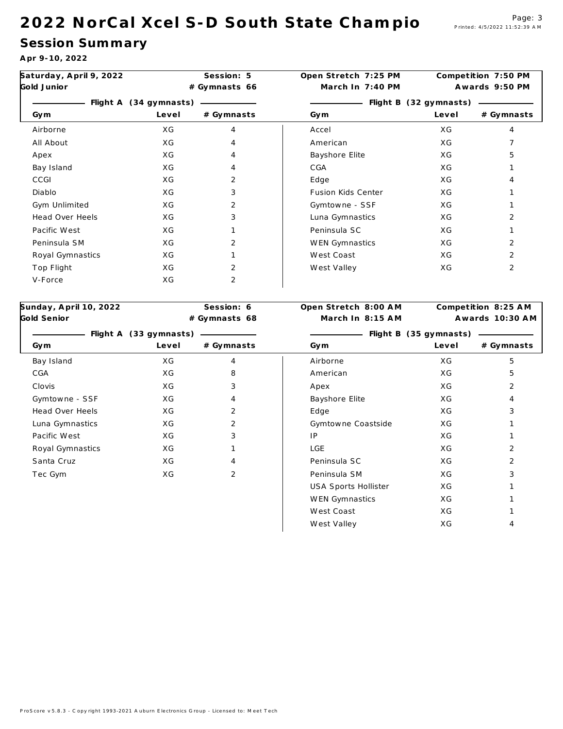# 2022 NorCal Xcel S-D South State Champio

## Session Summary

**Apr 9-10, 2022**

| Saturday, April 9, 2022 | Session: 5 | Open Stretch 7:25 PM | Competition 7:50 PM |
|---|---|---|---|
| Gold Junior | # Gymnasts 66 | March In 7:40 PM | Awards 9:50 PM |

| Flight A (34 gymnasts) | | | Flight B (32 gymnasts) | | |
|---|---|---|---|---|---|
| Gym | Level | # Gymnasts | Gym | Level | # Gymnasts |
| Airborne | XG | 4 | Accel | XG | 4 |
| All About | XG | 4 | American | XG | 7 |
| Apex | XG | 4 | Bayshore Elite | XG | 5 |
| Bay Island | XG | 4 | CGA | XG | 1 |
| CCGI | XG | 2 | Edge | XG | 4 |
| Diablo | XG | 3 | Fusion Kids Center | XG | 1 |
| Gym Unlimited | XG | 2 | Gymtowne - SSF | XG | 1 |
| Head Over Heels | XG | 3 | Luna Gymnastics | XG | 2 |
| Pacific West | XG | 1 | Peninsula SC | XG | 1 |
| Peninsula SM | XG | 2 | WEN Gymnastics | XG | 2 |
| Royal Gymnastics | XG | 1 | West Coast | XG | 2 |
| Top Flight | XG | 2 | West Valley | XG | 2 |
| V-Force | XG | 2 | | | |

| Sunday, April 10, 2022 | Session: 6 | Open Stretch 8:00 AM | Competition 8:25 AM |
|---|---|---|---|
| Gold Senior | # Gymnasts 68 | March In 8:15 AM | Awards 10:30 AM |

| Flight A (33 gymnasts) | | | Flight B (35 gymnasts) | | |
|---|---|---|---|---|---|
| Gym | Level | # Gymnasts | Gym | Level | # Gymnasts |
| Bay Island | XG | 4 | Airborne | XG | 5 |
| CGA | XG | 8 | American | XG | 5 |
| Clovis | XG | 3 | Apex | XG | 2 |
| Gymtowne - SSF | XG | 4 | Bayshore Elite | XG | 4 |
| Head Over Heels | XG | 2 | Edge | XG | 3 |
| Luna Gymnastics | XG | 2 | Gymtowne Coastside | XG | 1 |
| Pacific West | XG | 3 | IP | XG | 1 |
| Royal Gymnastics | XG | 1 | LGE | XG | 2 |
| Santa Cruz | XG | 4 | Peninsula SC | XG | 2 |
| Tec Gym | XG | 2 | Peninsula SM | XG | 3 |
| | | | USA Sports Hollister | XG | 1 |
| | | | WEN Gymnastics | XG | 1 |
| | | | West Coast | XG | 1 |
| | | | West Valley | XG | 4 |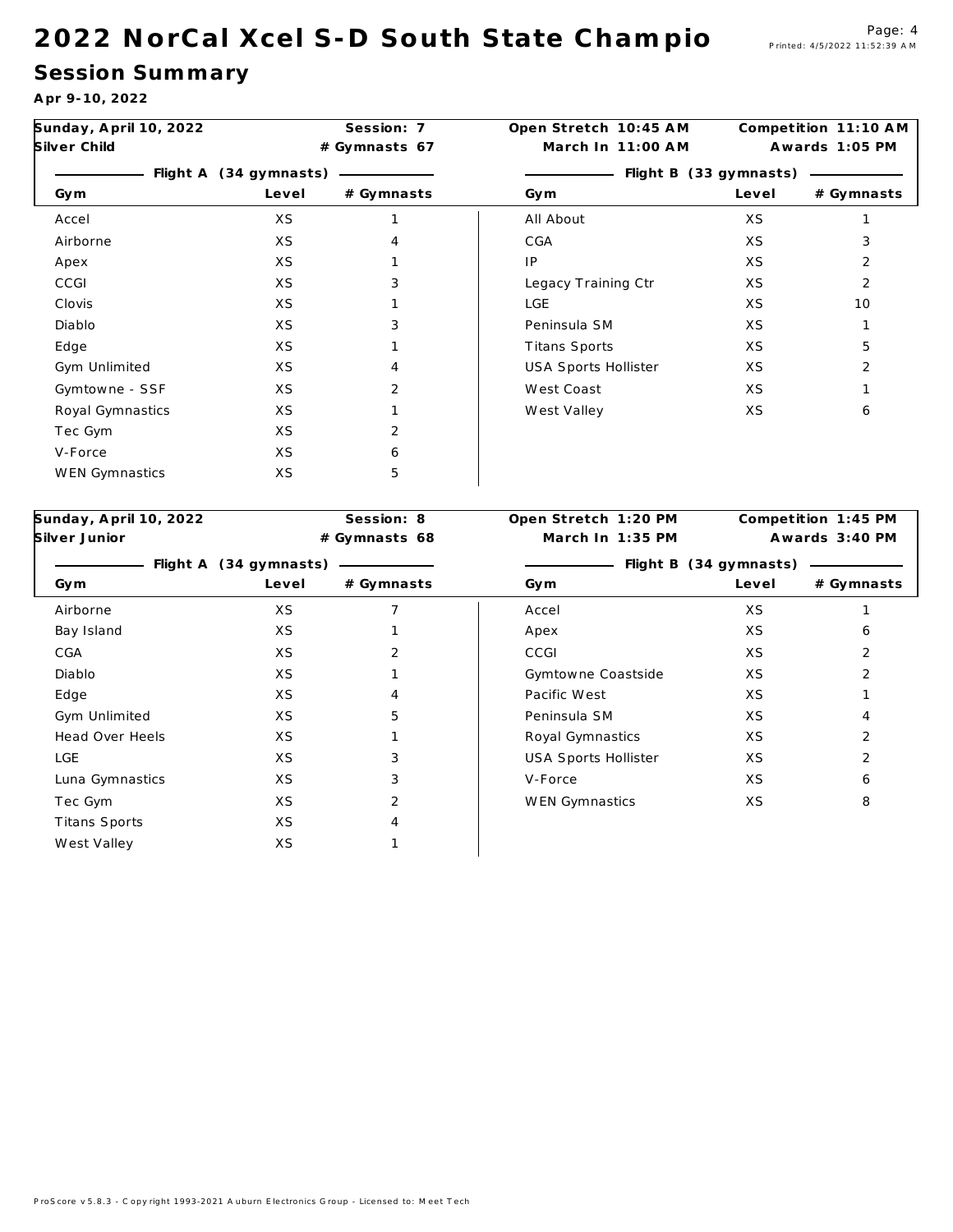# 2022 NorCal Xcel S-D South State Champio

## Session Summary

**Apr 9-10, 2022**

| Sunday, April 10, 2022 | Session: 7 | | Open Stretch 10:45 AM | Competition 11:10 AM | |
|---|---|---|---|---|---|
| Silver Child | # Gymnasts 67 | | March In 11:00 AM | Awards 1:05 PM | |
| Flight A (34 gymnasts) | | | Flight B (33 gymnasts) | | |
| Gym | Level | # Gymnasts | Gym | Level | # Gymnasts |
| Accel | XS | 1 | All About | XS | 1 |
| Airborne | XS | 4 | CGA | XS | 3 |
| Apex | XS | 1 | IP | XS | 2 |
| CCGI | XS | 3 | Legacy Training Ctr | XS | 2 |
| Clovis | XS | 1 | LGE | XS | 10 |
| Diablo | XS | 3 | Peninsula SM | XS | 1 |
| Edge | XS | 1 | Titans Sports | XS | 5 |
| Gym Unlimited | XS | 4 | USA Sports Hollister | XS | 2 |
| Gymtowne - SSF | XS | 2 | West Coast | XS | 1 |
| Royal Gymnastics | XS | 1 | West Valley | XS | 6 |
| Tec Gym | XS | 2 | | | |
| V-Force | XS | 6 | | | |
| WEN Gymnastics | XS | 5 | | | |

| Sunday, April 10, 2022 | Session: 8 | | Open Stretch 1:20 PM | Competition 1:45 PM | |
|---|---|---|---|---|---|
| Silver Junior | # Gymnasts 68 | | March In 1:35 PM | Awards 3:40 PM | |
| Flight A (34 gymnasts) | | | Flight B (34 gymnasts) | | |
| Gym | Level | # Gymnasts | Gym | Level | # Gymnasts |
| Airborne | XS | 7 | Accel | XS | 1 |
| Bay Island | XS | 1 | Apex | XS | 6 |
| CGA | XS | 2 | CCGI | XS | 2 |
| Diablo | XS | 1 | Gymtowne Coastside | XS | 2 |
| Edge | XS | 4 | Pacific West | XS | 1 |
| Gym Unlimited | XS | 5 | Peninsula SM | XS | 4 |
| Head Over Heels | XS | 1 | Royal Gymnastics | XS | 2 |
| LGE | XS | 3 | USA Sports Hollister | XS | 2 |
| Luna Gymnastics | XS | 3 | V-Force | XS | 6 |
| Tec Gym | XS | 2 | WEN Gymnastics | XS | 8 |
| Titans Sports | XS | 4 | | | |
| West Valley | XS | 1 | | | |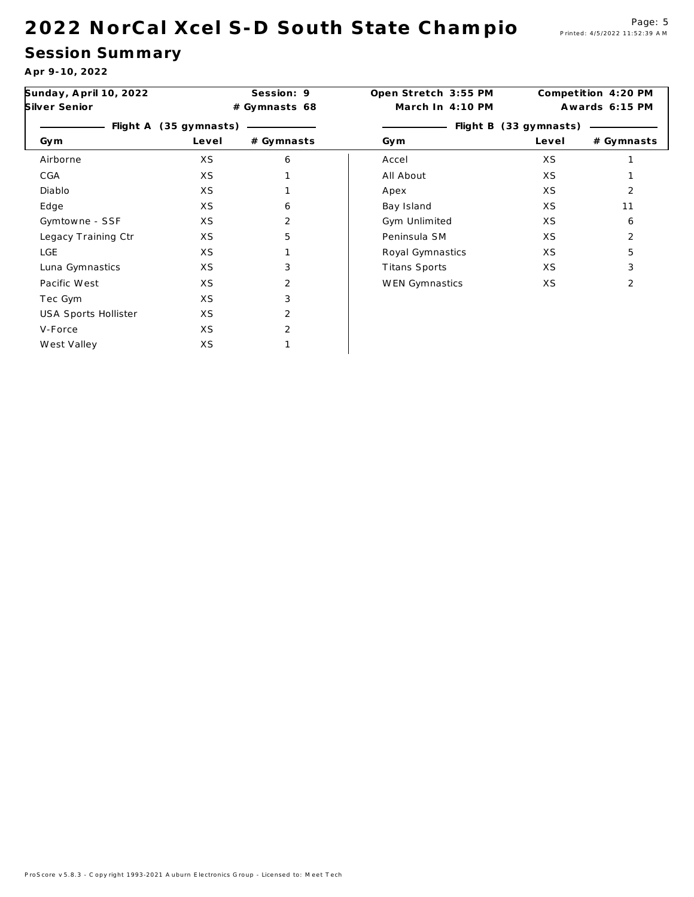# 2022 NorCal Xcel S-D South State Champio

## Session Summary

**Apr 9-10, 2022**

| Sunday, April 10, 2022 | Session: 9 | Open Stretch 3:55 PM | Competition 4:20 PM |
|---|---|---|---|
| Silver Senior | # Gymnasts 68 | March In 4:10 PM | Awards 6:15 PM |

| Flight A (35 gymnasts) | | | Flight B (33 gymnasts) | | |
|---|---|---|---|---|---|
| **Gym** | **Level** | **# Gymnasts** | **Gym** | **Level** | **# Gymnasts** |
| Airborne | XS | 6 | Accel | XS | 1 |
| CGA | XS | 1 | All About | XS | 1 |
| Diablo | XS | 1 | Apex | XS | 2 |
| Edge | XS | 6 | Bay Island | XS | 11 |
| Gymtowne - SSF | XS | 2 | Gym Unlimited | XS | 6 |
| Legacy Training Ctr | XS | 5 | Peninsula SM | XS | 2 |
| LGE | XS | 1 | Royal Gymnastics | XS | 5 |
| Luna Gymnastics | XS | 3 | Titans Sports | XS | 3 |
| Pacific West | XS | 2 | WEN Gymnastics | XS | 2 |
| Tec Gym | XS | 3 | | | |
| USA Sports Hollister | XS | 2 | | | |
| V-Force | XS | 2 | | | |
| West Valley | XS | 1 | | | |